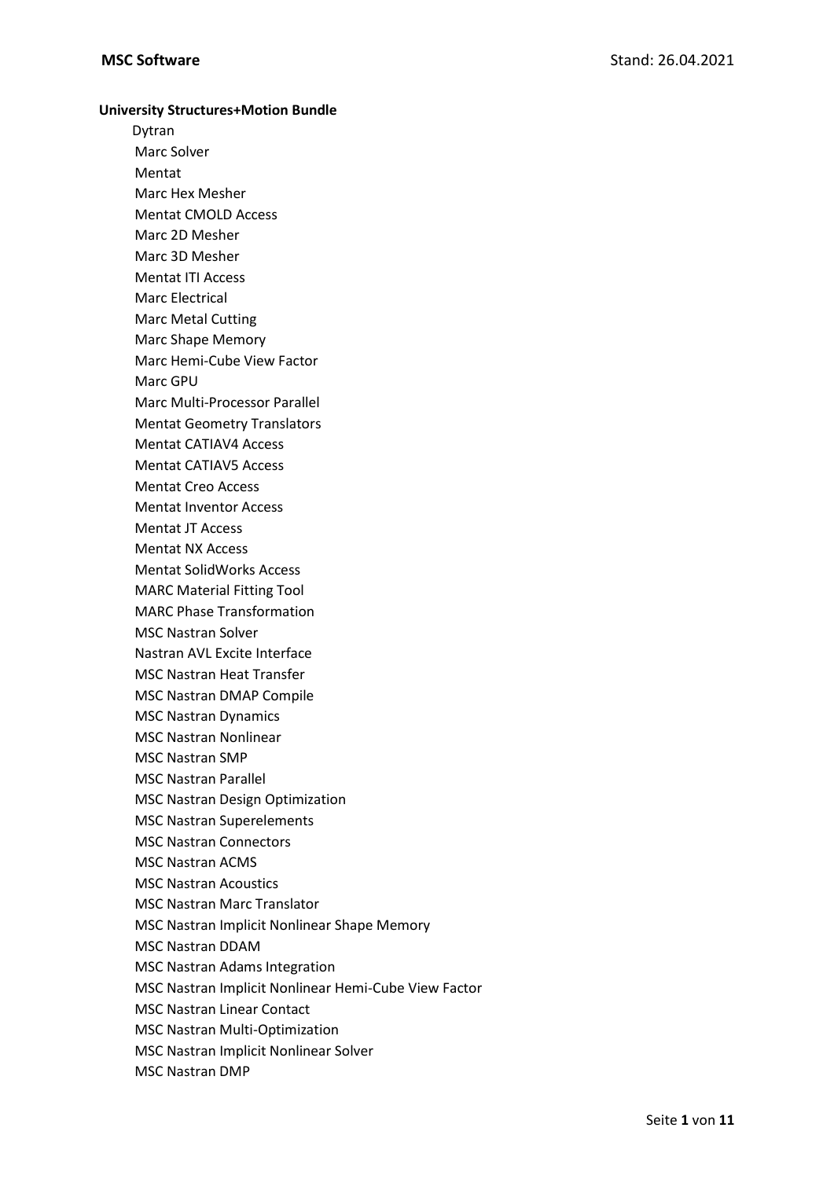**University Structures+Motion Bundle**

- Dytran
- Marc Solver
- Mentat
- Marc Hex Mesher
- Mentat CMOLD Access
- Marc 2D Mesher
- Marc 3D Mesher
- Mentat ITI Access
- Marc Electrical
- Marc Metal Cutting
- Marc Shape Memory
- Marc Hemi-Cube View Factor
- Marc GPU
- Marc Multi-Processor Parallel
- Mentat Geometry Translators
- Mentat CATIAV4 Access
- Mentat CATIAV5 Access
- Mentat Creo Access
- Mentat Inventor Access
- Mentat JT Access
- Mentat NX Access
- Mentat SolidWorks Access
- MARC Material Fitting Tool
- MARC Phase Transformation
- MSC Nastran Solver
- Nastran AVL Excite Interface
- MSC Nastran Heat Transfer
- MSC Nastran DMAP Compile
- MSC Nastran Dynamics
- MSC Nastran Nonlinear
- MSC Nastran SMP
- MSC Nastran Parallel
- MSC Nastran Design Optimization
- MSC Nastran Superelements
- MSC Nastran Connectors
- MSC Nastran ACMS
- MSC Nastran Acoustics
- MSC Nastran Marc Translator
- MSC Nastran Implicit Nonlinear Shape Memory
- MSC Nastran DDAM
- MSC Nastran Adams Integration
- MSC Nastran Implicit Nonlinear Hemi-Cube View Factor
- MSC Nastran Linear Contact
- MSC Nastran Multi-Optimization
- MSC Nastran Implicit Nonlinear Solver
- MSC Nastran DMP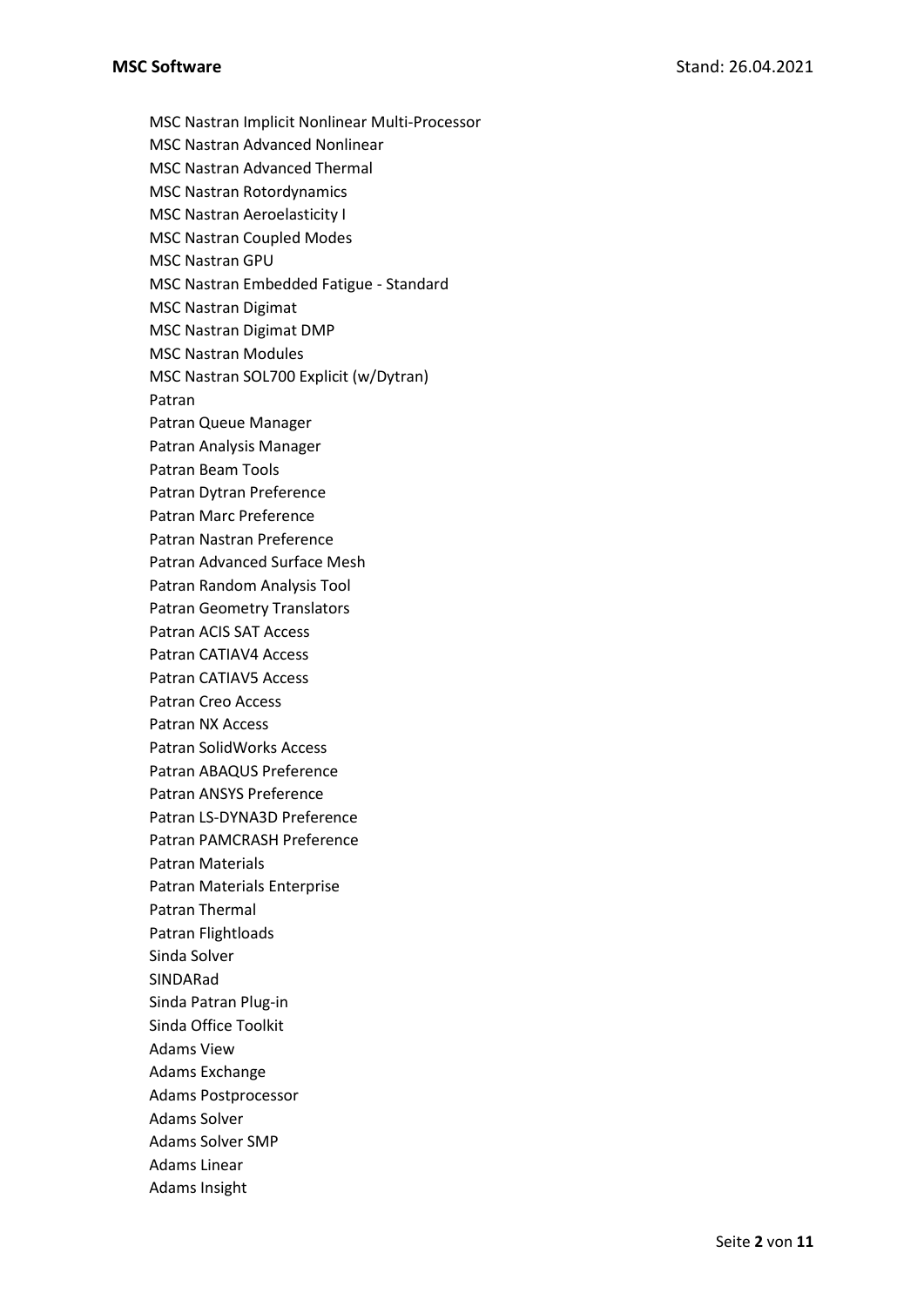MSC Nastran Implicit Nonlinear Multi-Processor
MSC Nastran Advanced Nonlinear
MSC Nastran Advanced Thermal
MSC Nastran Rotordynamics
MSC Nastran Aeroelasticity I
MSC Nastran Coupled Modes
MSC Nastran GPU
MSC Nastran Embedded Fatigue - Standard
MSC Nastran Digimat
MSC Nastran Digimat DMP
MSC Nastran Modules
MSC Nastran SOL700 Explicit (w/Dytran)
Patran
Patran Queue Manager
Patran Analysis Manager
Patran Beam Tools
Patran Dytran Preference
Patran Marc Preference
Patran Nastran Preference
Patran Advanced Surface Mesh
Patran Random Analysis Tool
Patran Geometry Translators
Patran ACIS SAT Access
Patran CATIAV4 Access
Patran CATIAV5 Access
Patran Creo Access
Patran NX Access
Patran SolidWorks Access
Patran ABAQUS Preference
Patran ANSYS Preference
Patran LS-DYNA3D Preference
Patran PAMCRASH Preference
Patran Materials
Patran Materials Enterprise
Patran Thermal
Patran Flightloads
Sinda Solver
SINDARad
Sinda Patran Plug-in
Sinda Office Toolkit
Adams View
Adams Exchange
Adams Postprocessor
Adams Solver
Adams Solver SMP
Adams Linear
Adams Insight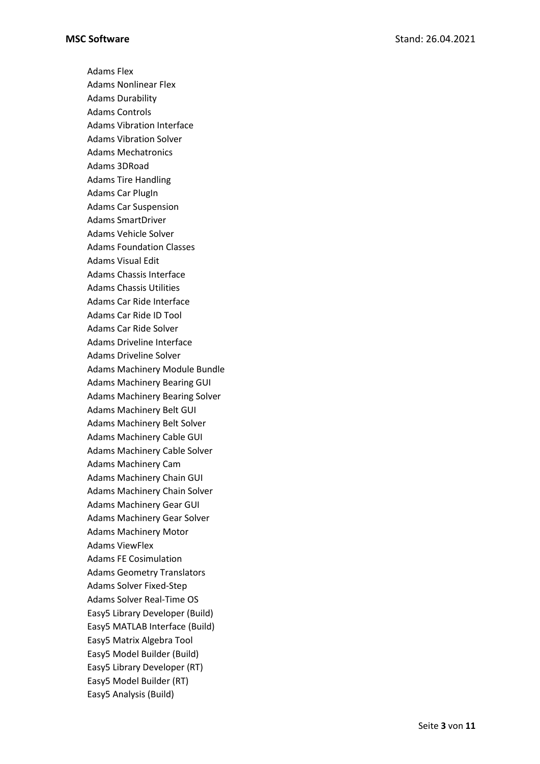Adams Flex
Adams Nonlinear Flex
Adams Durability
Adams Controls
Adams Vibration Interface
Adams Vibration Solver
Adams Mechatronics
Adams 3DRoad
Adams Tire Handling
Adams Car PlugIn
Adams Car Suspension
Adams SmartDriver
Adams Vehicle Solver
Adams Foundation Classes
Adams Visual Edit
Adams Chassis Interface
Adams Chassis Utilities
Adams Car Ride Interface
Adams Car Ride ID Tool
Adams Car Ride Solver
Adams Driveline Interface
Adams Driveline Solver
Adams Machinery Module Bundle
Adams Machinery Bearing GUI
Adams Machinery Bearing Solver
Adams Machinery Belt GUI
Adams Machinery Belt Solver
Adams Machinery Cable GUI
Adams Machinery Cable Solver
Adams Machinery Cam
Adams Machinery Chain GUI
Adams Machinery Chain Solver
Adams Machinery Gear GUI
Adams Machinery Gear Solver
Adams Machinery Motor
Adams ViewFlex
Adams FE Cosimulation
Adams Geometry Translators
Adams Solver Fixed-Step
Adams Solver Real-Time OS
Easy5 Library Developer (Build)
Easy5 MATLAB Interface (Build)
Easy5 Matrix Algebra Tool
Easy5 Model Builder (Build)
Easy5 Library Developer (RT)
Easy5 Model Builder (RT)
Easy5 Analysis (Build)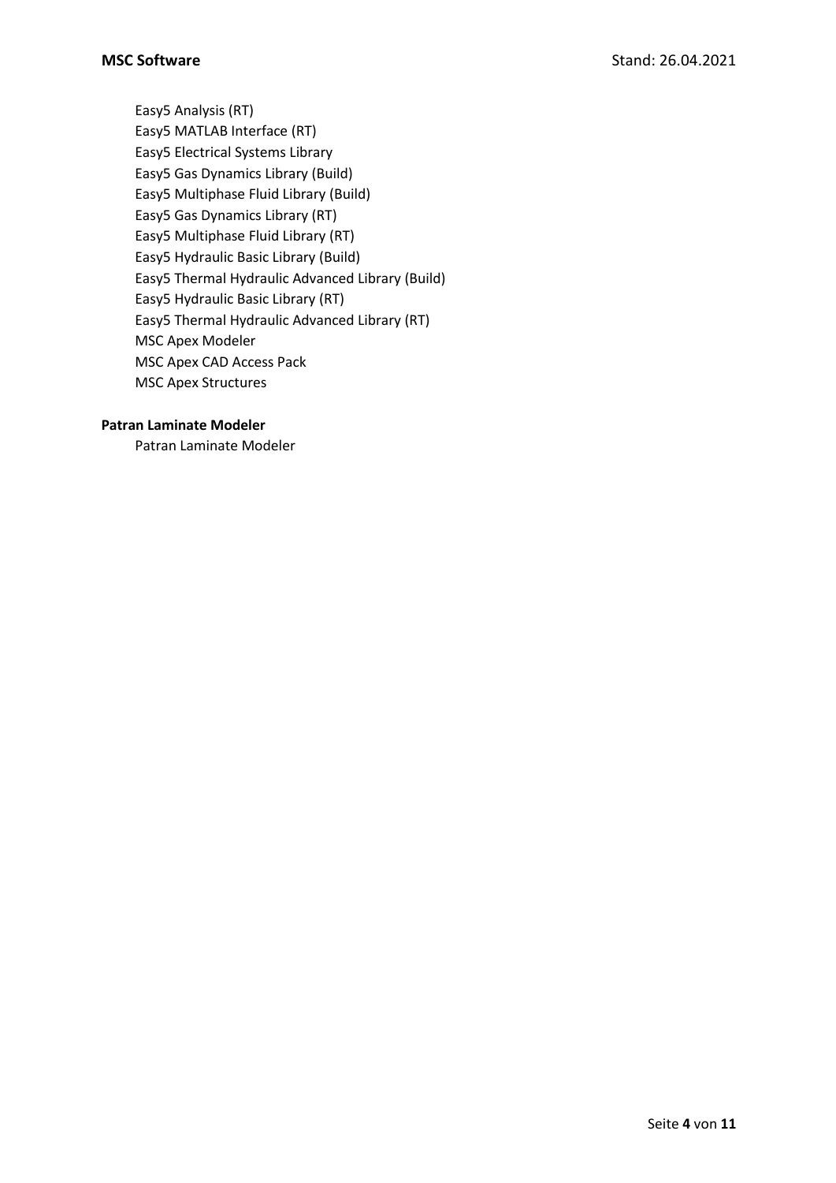Easy5 Analysis (RT)
Easy5 MATLAB Interface (RT)
Easy5 Electrical Systems Library
Easy5 Gas Dynamics Library (Build)
Easy5 Multiphase Fluid Library (Build)
Easy5 Gas Dynamics Library (RT)
Easy5 Multiphase Fluid Library (RT)
Easy5 Hydraulic Basic Library (Build)
Easy5 Thermal Hydraulic Advanced Library (Build)
Easy5 Hydraulic Basic Library (RT)
Easy5 Thermal Hydraulic Advanced Library (RT)
MSC Apex Modeler
MSC Apex CAD Access Pack
MSC Apex Structures

**Patran Laminate Modeler**

Patran Laminate Modeler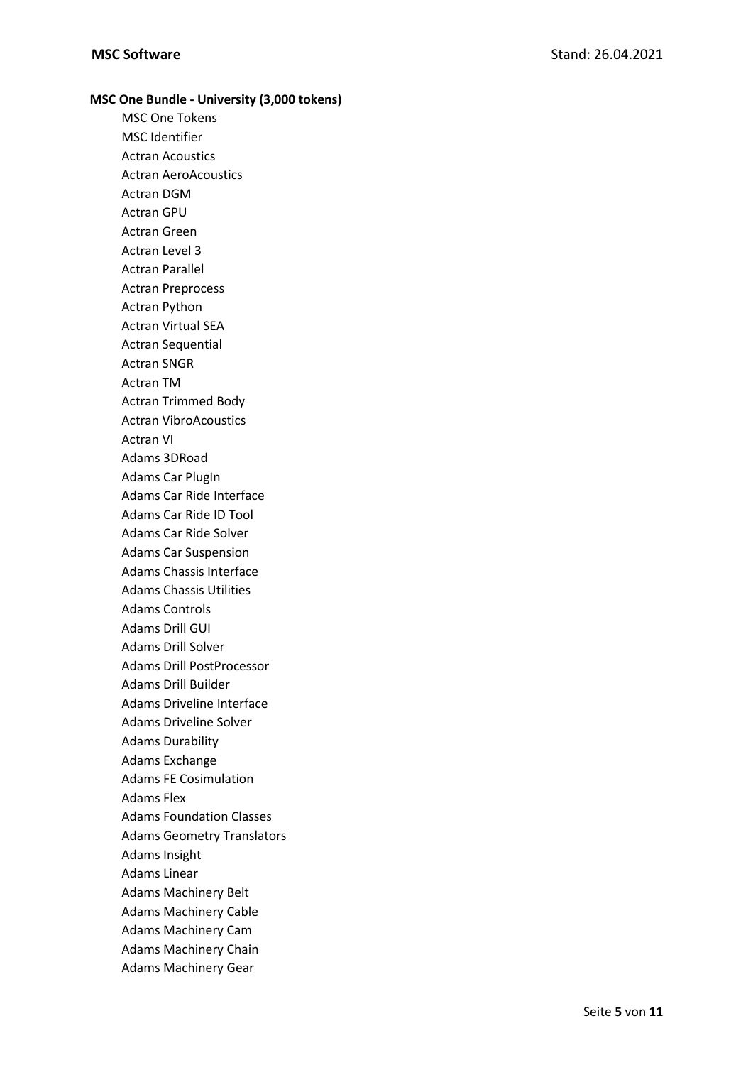**MSC One Bundle - University (3,000 tokens)**

- MSC One Tokens
- MSC Identifier
- Actran Acoustics
- Actran AeroAcoustics
- Actran DGM
- Actran GPU
- Actran Green
- Actran Level 3
- Actran Parallel
- Actran Preprocess
- Actran Python
- Actran Virtual SEA
- Actran Sequential
- Actran SNGR
- Actran TM
- Actran Trimmed Body
- Actran VibroAcoustics
- Actran VI
- Adams 3DRoad
- Adams Car PlugIn
- Adams Car Ride Interface
- Adams Car Ride ID Tool
- Adams Car Ride Solver
- Adams Car Suspension
- Adams Chassis Interface
- Adams Chassis Utilities
- Adams Controls
- Adams Drill GUI
- Adams Drill Solver
- Adams Drill PostProcessor
- Adams Drill Builder
- Adams Driveline Interface
- Adams Driveline Solver
- Adams Durability
- Adams Exchange
- Adams FE Cosimulation
- Adams Flex
- Adams Foundation Classes
- Adams Geometry Translators
- Adams Insight
- Adams Linear
- Adams Machinery Belt
- Adams Machinery Cable
- Adams Machinery Cam
- Adams Machinery Chain
- Adams Machinery Gear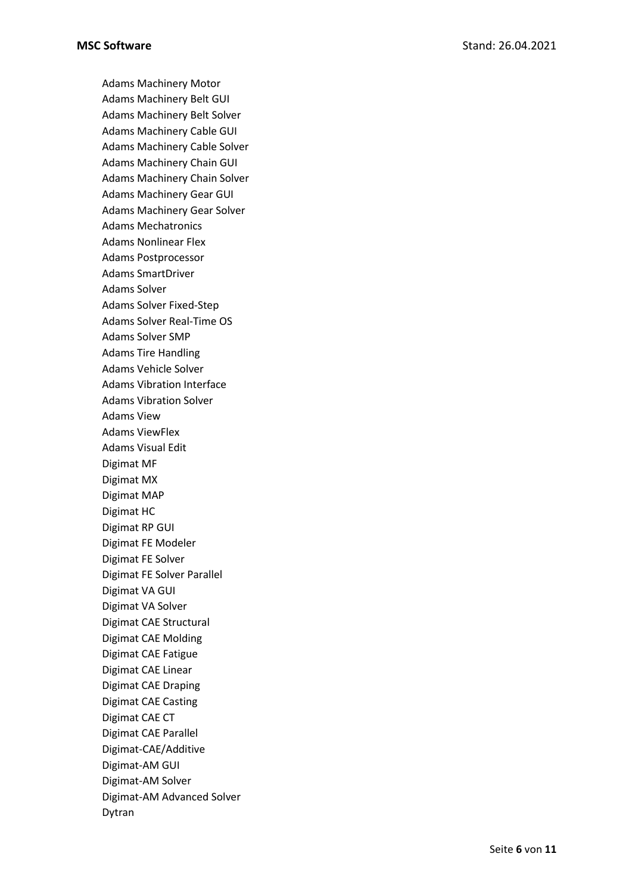Adams Machinery Motor
Adams Machinery Belt GUI
Adams Machinery Belt Solver
Adams Machinery Cable GUI
Adams Machinery Cable Solver
Adams Machinery Chain GUI
Adams Machinery Chain Solver
Adams Machinery Gear GUI
Adams Machinery Gear Solver
Adams Mechatronics
Adams Nonlinear Flex
Adams Postprocessor
Adams SmartDriver
Adams Solver
Adams Solver Fixed-Step
Adams Solver Real-Time OS
Adams Solver SMP
Adams Tire Handling
Adams Vehicle Solver
Adams Vibration Interface
Adams Vibration Solver
Adams View
Adams ViewFlex
Adams Visual Edit
Digimat MF
Digimat MX
Digimat MAP
Digimat HC
Digimat RP GUI
Digimat FE Modeler
Digimat FE Solver
Digimat FE Solver Parallel
Digimat VA GUI
Digimat VA Solver
Digimat CAE Structural
Digimat CAE Molding
Digimat CAE Fatigue
Digimat CAE Linear
Digimat CAE Draping
Digimat CAE Casting
Digimat CAE CT
Digimat CAE Parallel
Digimat-CAE/Additive
Digimat-AM GUI
Digimat-AM Solver
Digimat-AM Advanced Solver
Dytran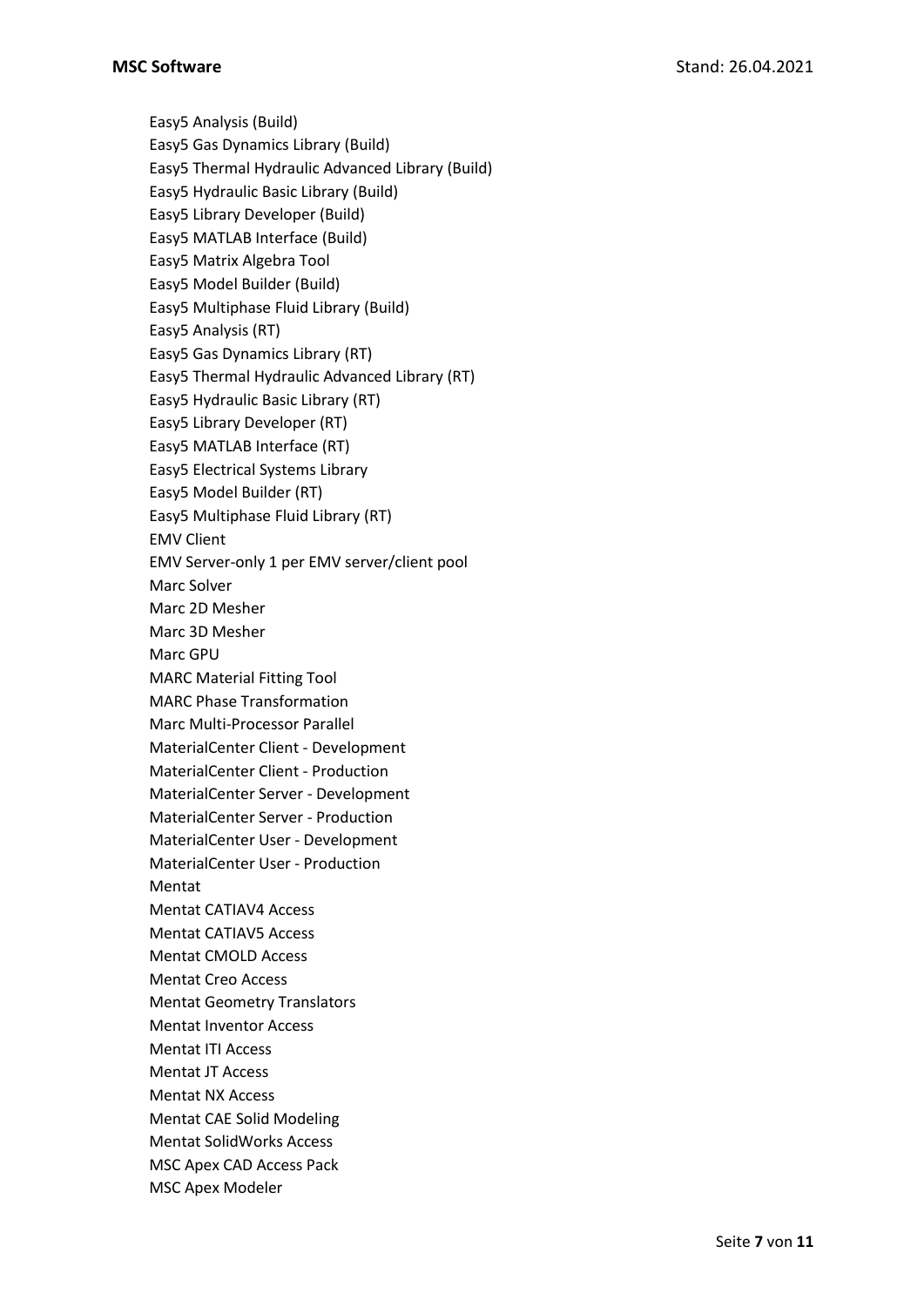Easy5 Analysis (Build)
Easy5 Gas Dynamics Library (Build)
Easy5 Thermal Hydraulic Advanced Library (Build)
Easy5 Hydraulic Basic Library (Build)
Easy5 Library Developer (Build)
Easy5 MATLAB Interface (Build)
Easy5 Matrix Algebra Tool
Easy5 Model Builder (Build)
Easy5 Multiphase Fluid Library (Build)
Easy5 Analysis (RT)
Easy5 Gas Dynamics Library (RT)
Easy5 Thermal Hydraulic Advanced Library (RT)
Easy5 Hydraulic Basic Library (RT)
Easy5 Library Developer (RT)
Easy5 MATLAB Interface (RT)
Easy5 Electrical Systems Library
Easy5 Model Builder (RT)
Easy5 Multiphase Fluid Library (RT)
EMV Client
EMV Server-only 1 per EMV server/client pool
Marc Solver
Marc 2D Mesher
Marc 3D Mesher
Marc GPU
MARC Material Fitting Tool
MARC Phase Transformation
Marc Multi-Processor Parallel
MaterialCenter Client - Development
MaterialCenter Client - Production
MaterialCenter Server - Development
MaterialCenter Server - Production
MaterialCenter User - Development
MaterialCenter User - Production
Mentat
Mentat CATIAV4 Access
Mentat CATIAV5 Access
Mentat CMOLD Access
Mentat Creo Access
Mentat Geometry Translators
Mentat Inventor Access
Mentat ITI Access
Mentat JT Access
Mentat NX Access
Mentat CAE Solid Modeling
Mentat SolidWorks Access
MSC Apex CAD Access Pack
MSC Apex Modeler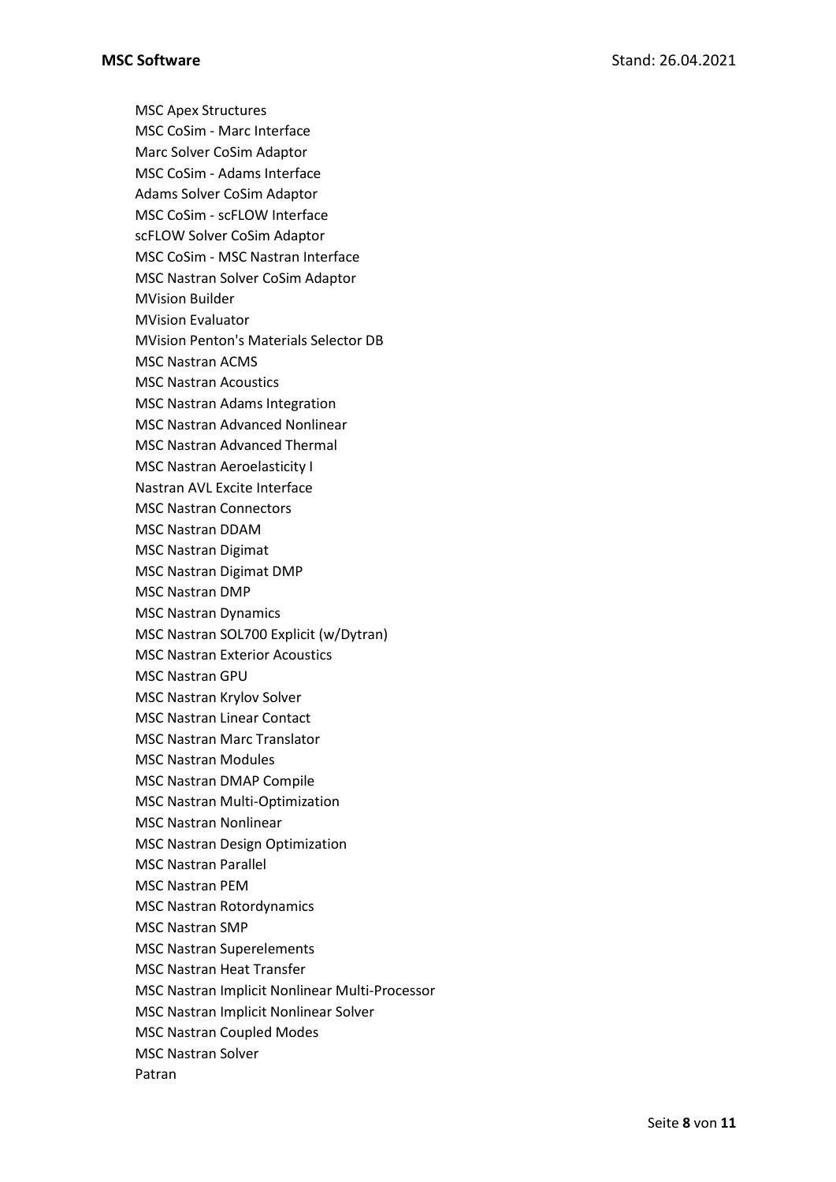MSC Apex Structures
MSC CoSim - Marc Interface
Marc Solver CoSim Adaptor
MSC CoSim - Adams Interface
Adams Solver CoSim Adaptor
MSC CoSim - scFLOW Interface
scFLOW Solver CoSim Adaptor
MSC CoSim - MSC Nastran Interface
MSC Nastran Solver CoSim Adaptor
MVision Builder
MVision Evaluator
MVision Penton's Materials Selector DB
MSC Nastran ACMS
MSC Nastran Acoustics
MSC Nastran Adams Integration
MSC Nastran Advanced Nonlinear
MSC Nastran Advanced Thermal
MSC Nastran Aeroelasticity I
Nastran AVL Excite Interface
MSC Nastran Connectors
MSC Nastran DDAM
MSC Nastran Digimat
MSC Nastran Digimat DMP
MSC Nastran DMP
MSC Nastran Dynamics
MSC Nastran SOL700 Explicit (w/Dytran)
MSC Nastran Exterior Acoustics
MSC Nastran GPU
MSC Nastran Krylov Solver
MSC Nastran Linear Contact
MSC Nastran Marc Translator
MSC Nastran Modules
MSC Nastran DMAP Compile
MSC Nastran Multi-Optimization
MSC Nastran Nonlinear
MSC Nastran Design Optimization
MSC Nastran Parallel
MSC Nastran PEM
MSC Nastran Rotordynamics
MSC Nastran SMP
MSC Nastran Superelements
MSC Nastran Heat Transfer
MSC Nastran Implicit Nonlinear Multi-Processor
MSC Nastran Implicit Nonlinear Solver
MSC Nastran Coupled Modes
MSC Nastran Solver
Patran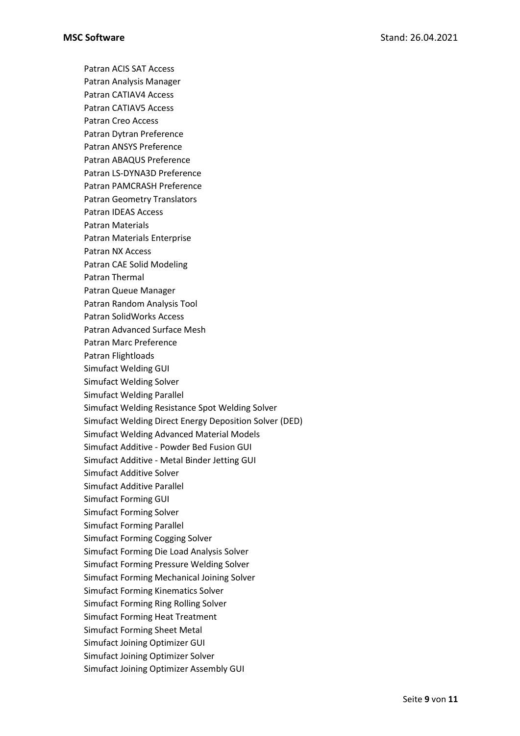Patran ACIS SAT Access
Patran Analysis Manager
Patran CATIAV4 Access
Patran CATIAV5 Access
Patran Creo Access
Patran Dytran Preference
Patran ANSYS Preference
Patran ABAQUS Preference
Patran LS-DYNA3D Preference
Patran PAMCRASH Preference
Patran Geometry Translators
Patran IDEAS Access
Patran Materials
Patran Materials Enterprise
Patran NX Access
Patran CAE Solid Modeling
Patran Thermal
Patran Queue Manager
Patran Random Analysis Tool
Patran SolidWorks Access
Patran Advanced Surface Mesh
Patran Marc Preference
Patran Flightloads
Simufact Welding GUI
Simufact Welding Solver
Simufact Welding Parallel
Simufact Welding Resistance Spot Welding Solver
Simufact Welding Direct Energy Deposition Solver (DED)
Simufact Welding Advanced Material Models
Simufact Additive - Powder Bed Fusion GUI
Simufact Additive - Metal Binder Jetting GUI
Simufact Additive Solver
Simufact Additive Parallel
Simufact Forming GUI
Simufact Forming Solver
Simufact Forming Parallel
Simufact Forming Cogging Solver
Simufact Forming Die Load Analysis Solver
Simufact Forming Pressure Welding Solver
Simufact Forming Mechanical Joining Solver
Simufact Forming Kinematics Solver
Simufact Forming Ring Rolling Solver
Simufact Forming Heat Treatment
Simufact Forming Sheet Metal
Simufact Joining Optimizer GUI
Simufact Joining Optimizer Solver
Simufact Joining Optimizer Assembly GUI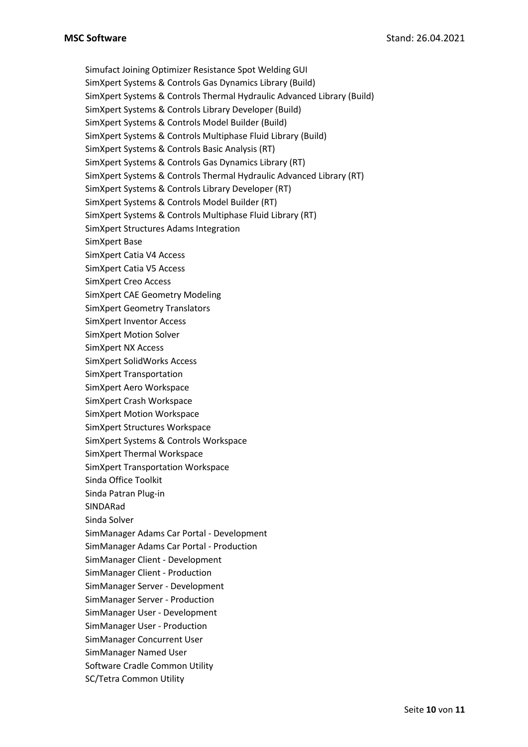Simufact Joining Optimizer Resistance Spot Welding GUI
SimXpert Systems & Controls Gas Dynamics Library (Build)
SimXpert Systems & Controls Thermal Hydraulic Advanced Library (Build)
SimXpert Systems & Controls Library Developer (Build)
SimXpert Systems & Controls Model Builder (Build)
SimXpert Systems & Controls Multiphase Fluid Library (Build)
SimXpert Systems & Controls Basic Analysis (RT)
SimXpert Systems & Controls Gas Dynamics Library (RT)
SimXpert Systems & Controls Thermal Hydraulic Advanced Library (RT)
SimXpert Systems & Controls Library Developer (RT)
SimXpert Systems & Controls Model Builder (RT)
SimXpert Systems & Controls Multiphase Fluid Library (RT)
SimXpert Structures Adams Integration
SimXpert Base
SimXpert Catia V4 Access
SimXpert Catia V5 Access
SimXpert Creo Access
SimXpert CAE Geometry Modeling
SimXpert Geometry Translators
SimXpert Inventor Access
SimXpert Motion Solver
SimXpert NX Access
SimXpert SolidWorks Access
SimXpert Transportation
SimXpert Aero Workspace
SimXpert Crash Workspace
SimXpert Motion Workspace
SimXpert Structures Workspace
SimXpert Systems & Controls Workspace
SimXpert Thermal Workspace
SimXpert Transportation Workspace
Sinda Office Toolkit
Sinda Patran Plug-in
SINDARad
Sinda Solver
SimManager Adams Car Portal - Development
SimManager Adams Car Portal - Production
SimManager Client - Development
SimManager Client - Production
SimManager Server - Development
SimManager Server - Production
SimManager User - Development
SimManager User - Production
SimManager Concurrent User
SimManager Named User
Software Cradle Common Utility
SC/Tetra Common Utility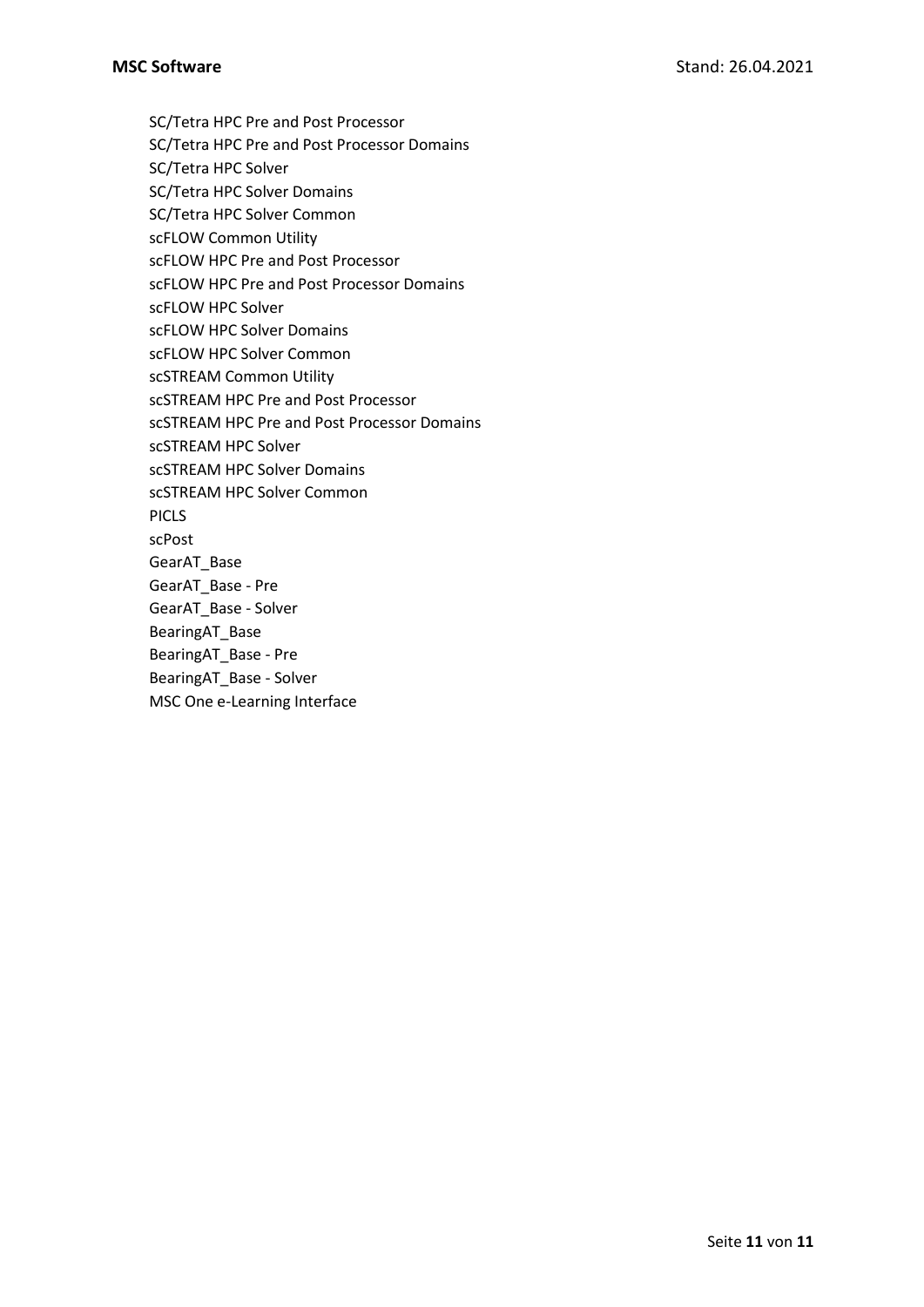SC/Tetra HPC Pre and Post Processor  
SC/Tetra HPC Pre and Post Processor Domains  
SC/Tetra HPC Solver  
SC/Tetra HPC Solver Domains  
SC/Tetra HPC Solver Common  
scFLOW Common Utility  
scFLOW HPC Pre and Post Processor  
scFLOW HPC Pre and Post Processor Domains  
scFLOW HPC Solver  
scFLOW HPC Solver Domains  
scFLOW HPC Solver Common  
scSTREAM Common Utility  
scSTREAM HPC Pre and Post Processor  
scSTREAM HPC Pre and Post Processor Domains  
scSTREAM HPC Solver  
scSTREAM HPC Solver Domains  
scSTREAM HPC Solver Common  
PICLS  
scPost  
GearAT_Base  
GearAT_Base - Pre  
GearAT_Base - Solver  
BearingAT_Base  
BearingAT_Base - Pre  
BearingAT_Base - Solver  
MSC One e-Learning Interface